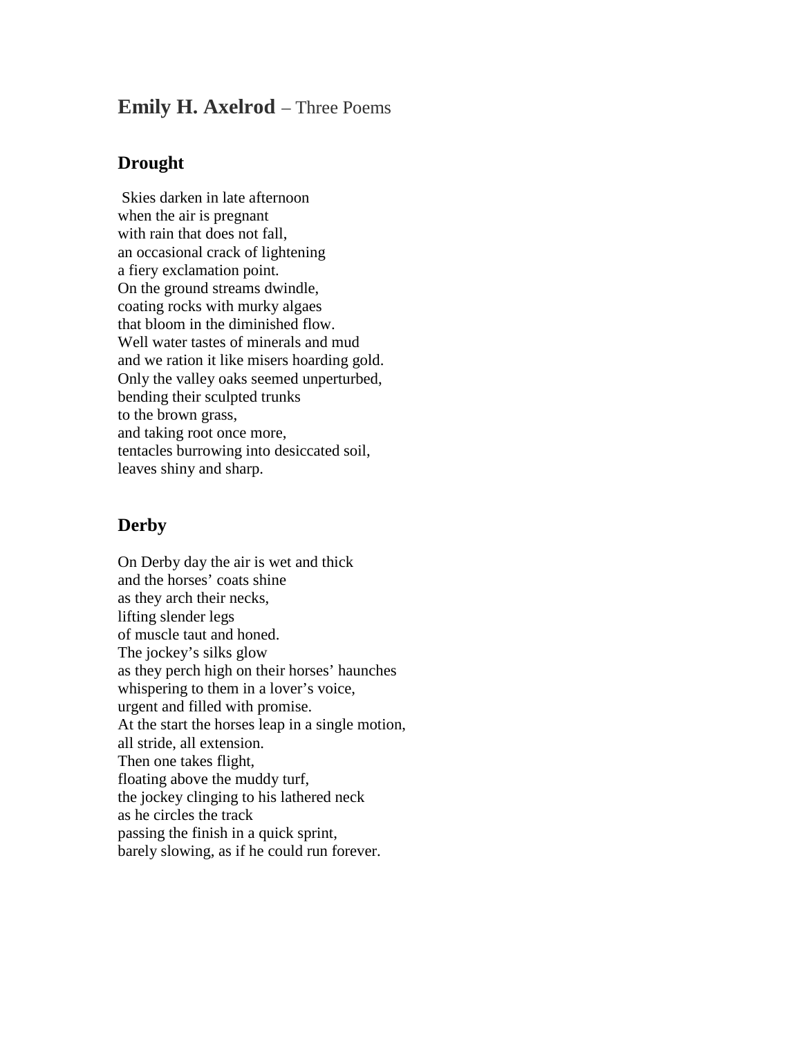## **Emily H. Axelrod** – Three Poems

### Drought

Skies darken in late afternoon  
when the air is pregnant  
with rain that does not fall,  
an occasional crack of lightening  
a fiery exclamation point.  
On the ground streams dwindle,  
coating rocks with murky algaes  
that bloom in the diminished flow.  
Well water tastes of minerals and mud  
and we ration it like misers hoarding gold.  
Only the valley oaks seemed unperturbed,  
bending their sculpted trunks  
to the brown grass,  
and taking root once more,  
tentacles burrowing into desiccated soil,  
leaves shiny and sharp.

### Derby

On Derby day the air is wet and thick  
and the horses' coats shine  
as they arch their necks,  
lifting slender legs  
of muscle taut and honed.  
The jockey's silks glow  
as they perch high on their horses' haunches  
whispering to them in a lover's voice,  
urgent and filled with promise.  
At the start the horses leap in a single motion,  
all stride, all extension.  
Then one takes flight,  
floating above the muddy turf,  
the jockey clinging to his lathered neck  
as he circles the track  
passing the finish in a quick sprint,  
barely slowing, as if he could run forever.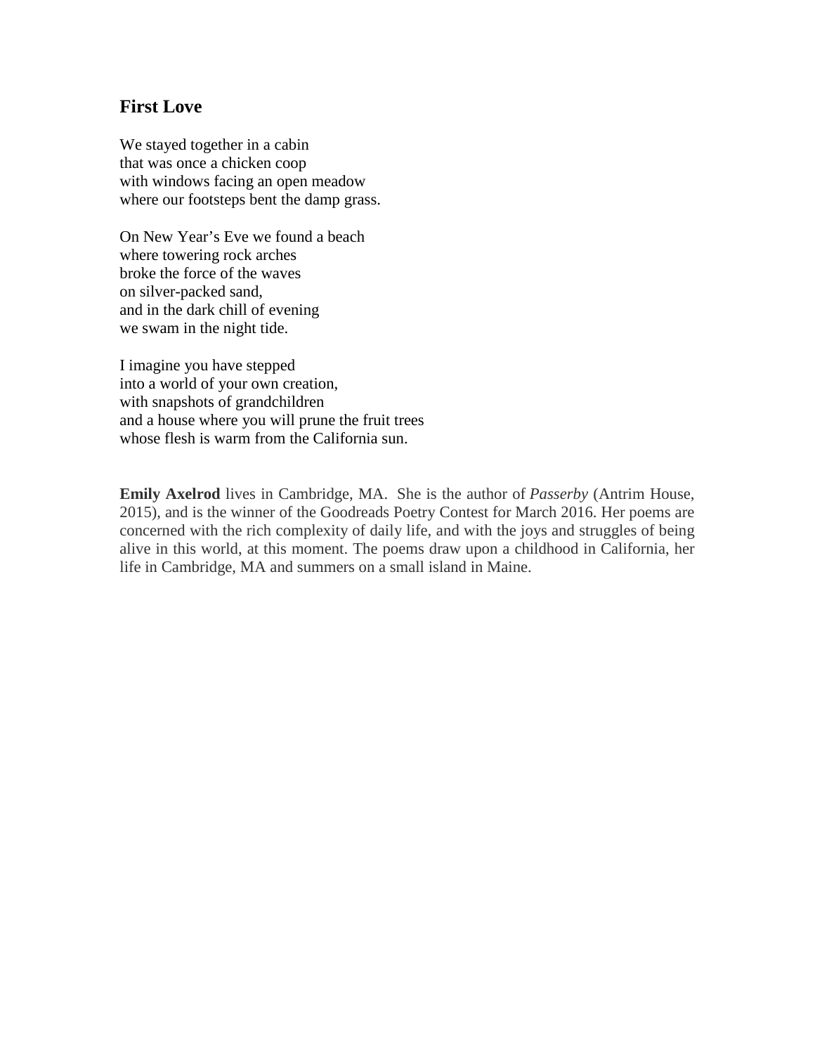## First Love

We stayed together in a cabin  
that was once a chicken coop  
with windows facing an open meadow  
where our footsteps bent the damp grass.

On New Year's Eve we found a beach  
where towering rock arches  
broke the force of the waves  
on silver-packed sand,  
and in the dark chill of evening  
we swam in the night tide.

I imagine you have stepped  
into a world of your own creation,  
with snapshots of grandchildren  
and a house where you will prune the fruit trees  
whose flesh is warm from the California sun.

**Emily Axelrod** lives in Cambridge, MA. She is the author of *Passerby* (Antrim House, 2015), and is the winner of the Goodreads Poetry Contest for March 2016. Her poems are concerned with the rich complexity of daily life, and with the joys and struggles of being alive in this world, at this moment. The poems draw upon a childhood in California, her life in Cambridge, MA and summers on a small island in Maine.